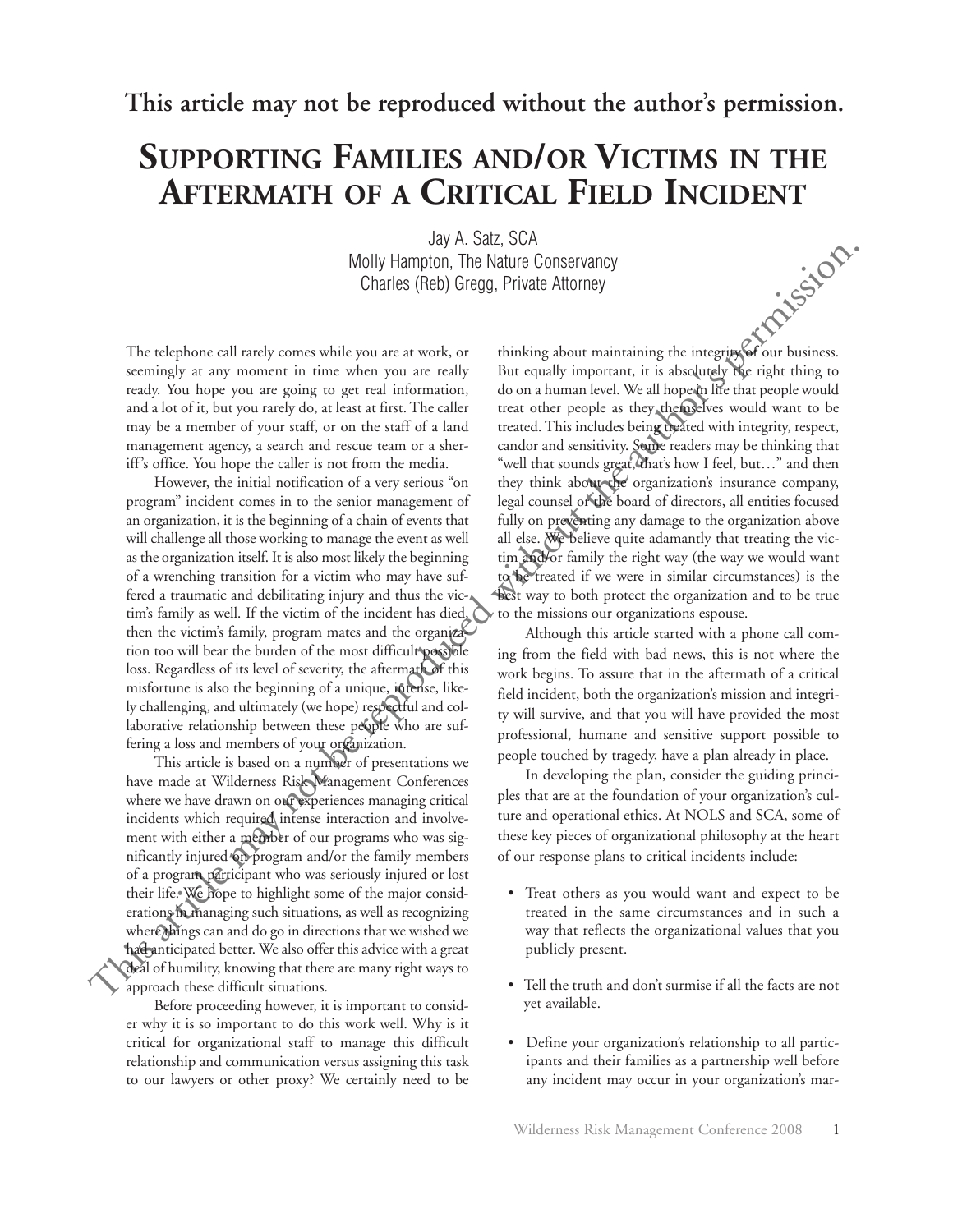**This article may not be reproduced without the author's permission.**

# Supporting Families and/or Victims in the Aftermath of a Critical Field Incident

Jay A. Satz, SCA
Molly Hampton, The Nature Conservancy
Charles (Reb) Gregg, Private Attorney

The telephone call rarely comes while you are at work, or seemingly at any moment in time when you are really ready. You hope you are going to get real information, and a lot of it, but you rarely do, at least at first. The caller may be a member of your staff, or on the staff of a land management agency, a search and rescue team or a sheriff's office. You hope the caller is not from the media.

However, the initial notification of a very serious "on program" incident comes in to the senior management of an organization, it is the beginning of a chain of events that will challenge all those working to manage the event as well as the organization itself. It is also most likely the beginning of a wrenching transition for a victim who may have suffered a traumatic and debilitating injury and thus the victim's family as well. If the victim of the incident has died, then the victim's family, program mates and the organization too will bear the burden of the most difficult possible loss. Regardless of its level of severity, the aftermath of this misfortune is also the beginning of a unique, intense, likely challenging, and ultimately (we hope) respectful and collaborative relationship between these people who are suffering a loss and members of your organization.

This article is based on a number of presentations we have made at Wilderness Risk Management Conferences where we have drawn on our experiences managing critical incidents which required intense interaction and involvement with either a member of our programs who was significantly injured on program and/or the family members of a program participant who was seriously injured or lost their life. We hope to highlight some of the major considerations in managing such situations, as well as recognizing where things can and do go in directions that we wished we had anticipated better. We also offer this advice with a great deal of humility, knowing that there are many right ways to approach these difficult situations.

Before proceeding however, it is important to consider why it is so important to do this work well. Why is it critical for organizational staff to manage this difficult relationship and communication versus assigning this task to our lawyers or other proxy? We certainly need to be thinking about maintaining the integrity of our business. But equally important, it is absolutely the right thing to do on a human level. We all hope in life that people would treat other people as they themselves would want to be treated. This includes being treated with integrity, respect, candor and sensitivity. Some readers may be thinking that "well that sounds great, that's how I feel, but…" and then they think about the organization's insurance company, legal counsel or the board of directors, all entities focused fully on preventing any damage to the organization above all else. We believe quite adamantly that treating the victim and/or family the right way (the way we would want to be treated if we were in similar circumstances) is the best way to both protect the organization and to be true to the missions our organizations espouse.

Although this article started with a phone call coming from the field with bad news, this is not where the work begins. To assure that in the aftermath of a critical field incident, both the organization's mission and integrity will survive, and that you will have provided the most professional, humane and sensitive support possible to people touched by tragedy, have a plan already in place.

In developing the plan, consider the guiding principles that are at the foundation of your organization's culture and operational ethics. At NOLS and SCA, some of these key pieces of organizational philosophy at the heart of our response plans to critical incidents include:

- Treat others as you would want and expect to be treated in the same circumstances and in such a way that reflects the organizational values that you publicly present.
- Tell the truth and don't surmise if all the facts are not yet available.
- Define your organization's relationship to all participants and their families as a partnership well before any incident may occur in your organization's mar-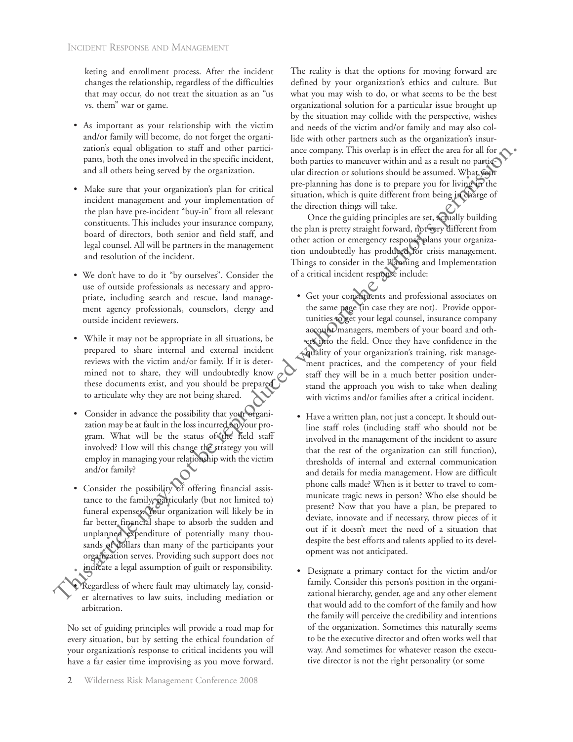keting and enrollment process. After the incident changes the relationship, regardless of the difficulties that may occur, do not treat the situation as an "us vs. them" war or game.

- As important as your relationship with the victim and/or family will become, do not forget the organization's equal obligation to staff and other participants, both the ones involved in the specific incident, and all others being served by the organization.
- Make sure that your organization's plan for critical incident management and your implementation of the plan have pre-incident "buy-in" from all relevant constituents. This includes your insurance company, board of directors, both senior and field staff, and legal counsel. All will be partners in the management and resolution of the incident.
- We don't have to do it "by ourselves". Consider the use of outside professionals as necessary and appropriate, including search and rescue, land management agency professionals, counselors, clergy and outside incident reviewers.
- While it may not be appropriate in all situations, be prepared to share internal and external incident reviews with the victim and/or family. If it is determined not to share, they will undoubtedly know these documents exist, and you should be prepared to articulate why they are not being shared.
- Consider in advance the possibility that your organization may be at fault in the loss incurred on your program. What will be the status of the field staff involved? How will this change the strategy you will employ in managing your relationship with the victim and/or family?
- Consider the possibility of offering financial assistance to the family, particularly (but not limited to) funeral expenses. Your organization will likely be in far better financial shape to absorb the sudden and unplanned expenditure of potentially many thousands of dollars than many of the participants your organization serves. Providing such support does not indicate a legal assumption of guilt or responsibility.
- Regardless of where fault may ultimately lay, consider alternatives to law suits, including mediation or arbitration.

No set of guiding principles will provide a road map for every situation, but by setting the ethical foundation of your organization's response to critical incidents you will have a far easier time improvising as you move forward. The reality is that the options for moving forward are defined by your organization's ethics and culture. But what you may wish to do, or what seems to be the best organizational solution for a particular issue brought up by the situation may collide with the perspective, wishes and needs of the victim and/or family and may also collide with other partners such as the organization's insurance company. This overlap is in effect the area for all for both parties to maneuver within and as a result no particular direction or solutions should be assumed. What your pre-planning has done is to prepare you for living in the situation, which is quite different from being in charge of the direction things will take.

Once the guiding principles are set, actually building the plan is pretty straight forward, not very different from other action or emergency response plans your organization undoubtedly has produced for crisis management. Things to consider in the Planning and Implementation of a critical incident response include:

- Get your constituents and professional associates on the same page (in case they are not). Provide opportunities to get your legal counsel, insurance company account managers, members of your board and others into the field. Once they have confidence in the quality of your organization's training, risk management practices, and the competency of your field staff they will be in a much better position understand the approach you wish to take when dealing with victims and/or families after a critical incident.
- Have a written plan, not just a concept. It should outline staff roles (including staff who should not be involved in the management of the incident to assure that the rest of the organization can still function), thresholds of internal and external communication and details for media management. How are difficult phone calls made? When is it better to travel to communicate tragic news in person? Who else should be present? Now that you have a plan, be prepared to deviate, innovate and if necessary, throw pieces of it out if it doesn't meet the need of a situation that despite the best efforts and talents applied to its development was not anticipated.
- Designate a primary contact for the victim and/or family. Consider this person's position in the organizational hierarchy, gender, age and any other element that would add to the comfort of the family and how the family will perceive the credibility and intentions of the organization. Sometimes this naturally seems to be the executive director and often works well that way. And sometimes for whatever reason the executive director is not the right personality (or some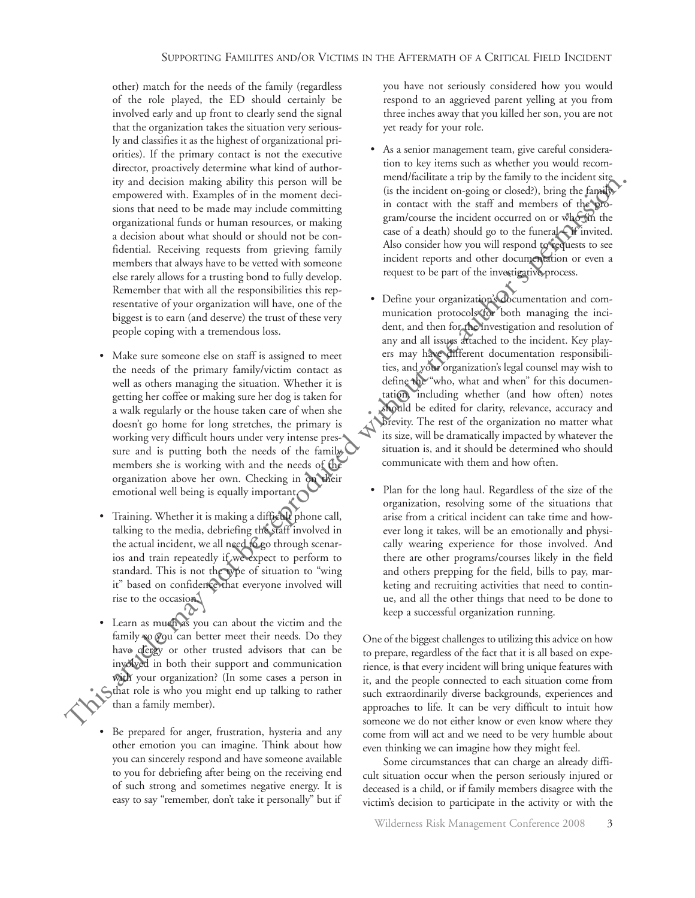other) match for the needs of the family (regardless of the role played, the ED should certainly be involved early and up front to clearly send the signal that the organization takes the situation very seriously and classifies it as the highest of organizational priorities). If the primary contact is not the executive director, proactively determine what kind of authority and decision making ability this person will be empowered with. Examples of in the moment decisions that need to be made may include committing organizational funds or human resources, or making a decision about what should or should not be confidential. Receiving requests from grieving family members that always have to be vetted with someone else rarely allows for a trusting bond to fully develop. Remember that with all the responsibilities this representative of your organization will have, one of the biggest is to earn (and deserve) the trust of these very people coping with a tremendous loss.

- Make sure someone else on staff is assigned to meet the needs of the primary family/victim contact as well as others managing the situation. Whether it is getting her coffee or making sure her dog is taken for a walk regularly or the house taken care of when she doesn't go home for long stretches, the primary is working very difficult hours under very intense pressure and is putting both the needs of the family members she is working with and the needs of the organization above her own. Checking in on their emotional well being is equally important.
- Training. Whether it is making a difficult phone call, talking to the media, debriefing the staff involved in the actual incident, we all need to go through scenarios and train repeatedly if we expect to perform to standard. This is not the type of situation to "wing it" based on confidence that everyone involved will rise to the occasion.
- Learn as much as you can about the victim and the family so you can better meet their needs. Do they have clergy or other trusted advisors that can be involved in both their support and communication with your organization? (In some cases a person in that role is who you might end up talking to rather than a family member).
- Be prepared for anger, frustration, hysteria and any other emotion you can imagine. Think about how you can sincerely respond and have someone available to you for debriefing after being on the receiving end of such strong and sometimes negative energy. It is easy to say "remember, don't take it personally" but if you have not seriously considered how you would respond to an aggrieved parent yelling at you from three inches away that you killed her son, you are not yet ready for your role.
- As a senior management team, give careful consideration to key items such as whether you would recommend/facilitate a trip by the family to the incident site (is the incident on-going or closed?), bring the family in contact with the staff and members of the program/course the incident occurred on or who (in the case of a death) should go to the funeral – if invited. Also consider how you will respond to requests to see incident reports and other documentation or even a request to be part of the investigative process.
- Define your organization's documentation and communication protocols for both managing the incident, and then for the investigation and resolution of any and all issues attached to the incident. Key players may have different documentation responsibilities, and your organization's legal counsel may wish to define the "who, what and when" for this documentation, including whether (and how often) notes should be edited for clarity, relevance, accuracy and brevity. The rest of the organization no matter what its size, will be dramatically impacted by whatever the situation is, and it should be determined who should communicate with them and how often.
- Plan for the long haul. Regardless of the size of the organization, resolving some of the situations that arise from a critical incident can take time and however long it takes, will be an emotionally and physically wearing experience for those involved. And there are other programs/courses likely in the field and others prepping for the field, bills to pay, marketing and recruiting activities that need to continue, and all the other things that need to be done to keep a successful organization running.

One of the biggest challenges to utilizing this advice on how to prepare, regardless of the fact that it is all based on experience, is that every incident will bring unique features with it, and the people connected to each situation come from such extraordinarily diverse backgrounds, experiences and approaches to life. It can be very difficult to intuit how someone we do not either know or even know where they come from will act and we need to be very humble about even thinking we can imagine how they might feel.

Some circumstances that can charge an already difficult situation occur when the person seriously injured or deceased is a child, or if family members disagree with the victim's decision to participate in the activity or with the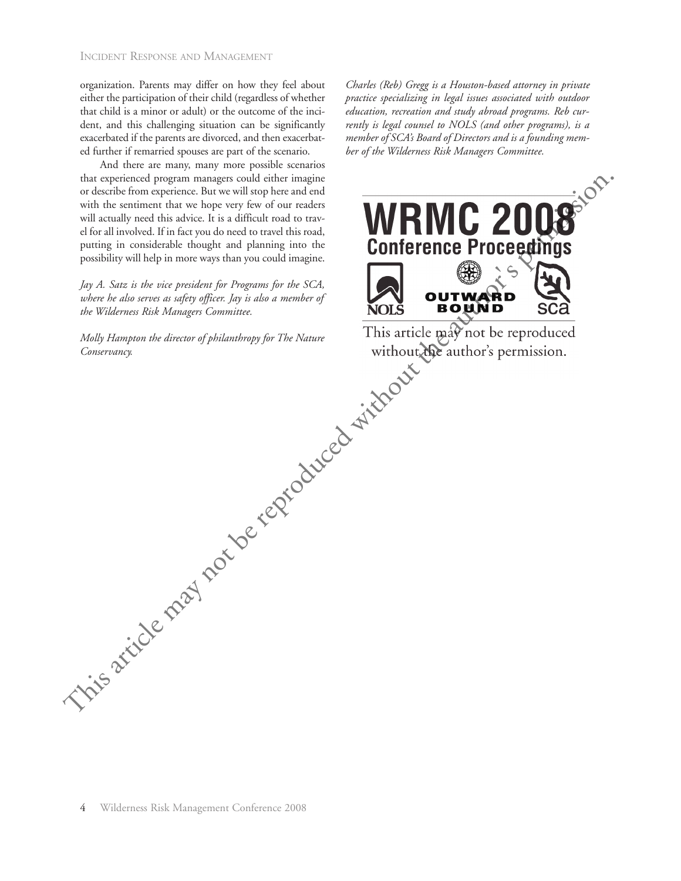organization. Parents may differ on how they feel about either the participation of their child (regardless of whether that child is a minor or adult) or the outcome of the incident, and this challenging situation can be significantly exacerbated if the parents are divorced, and then exacerbated further if remarried spouses are part of the scenario.

And there are many, many more possible scenarios that experienced program managers could either imagine or describe from experience. But we will stop here and end with the sentiment that we hope very few of our readers will actually need this advice. It is a difficult road to travel for all involved. If in fact you do need to travel this road, putting in considerable thought and planning into the possibility will help in more ways than you could imagine.

*Jay A. Satz is the vice president for Programs for the SCA, where he also serves as safety officer. Jay is also a member of the Wilderness Risk Managers Committee.*

*Molly Hampton the director of philanthropy for The Nature Conservancy.*

*Charles (Reb) Gregg is a Houston-based attorney in private practice specializing in legal issues associated with outdoor education, recreation and study abroad programs. Reb currently is legal counsel to NOLS (and other programs), is a member of SCA's Board of Directors and is a founding member of the Wilderness Risk Managers Committee.*

**WRMC 2008**
**Conference Proceedings**

NOLS OUTWARD BOUND SCA

This article may not be reproduced without the author's permission.

This article may not be reproduced without the author's permission.